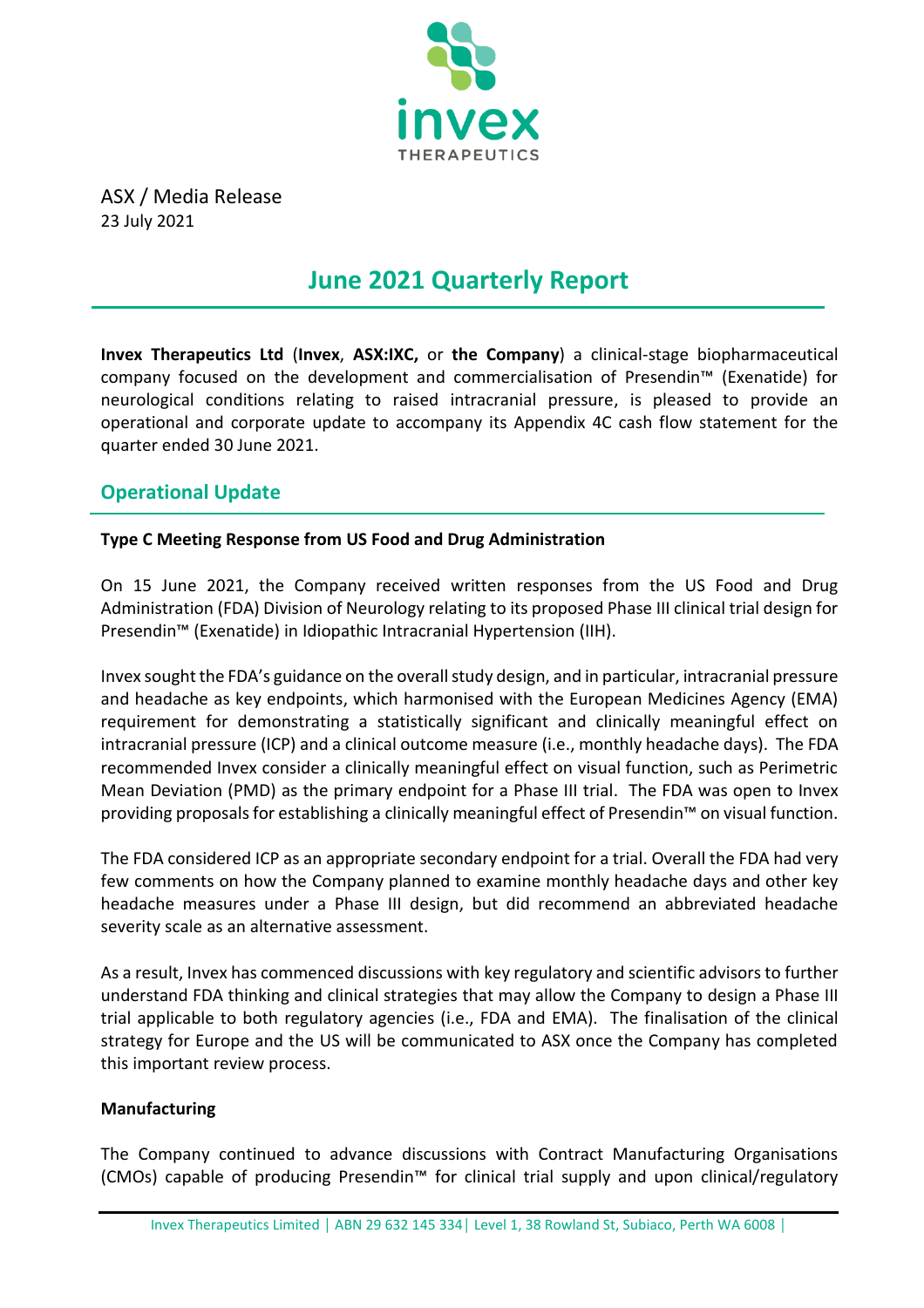ASX / Media Release
23 July 2021

# June 2021 Quarterly Report

**Invex Therapeutics Ltd** (**Invex**, **ASX:IXC,** or **the Company**) a clinical-stage biopharmaceutical company focused on the development and commercialisation of Presendin™ (Exenatide) for neurological conditions relating to raised intracranial pressure, is pleased to provide an operational and corporate update to accompany its Appendix 4C cash flow statement for the quarter ended 30 June 2021.

## Operational Update

**Type C Meeting Response from US Food and Drug Administration**

On 15 June 2021, the Company received written responses from the US Food and Drug Administration (FDA) Division of Neurology relating to its proposed Phase III clinical trial design for Presendin™ (Exenatide) in Idiopathic Intracranial Hypertension (IIH).

Invex sought the FDA's guidance on the overall study design, and in particular, intracranial pressure and headache as key endpoints, which harmonised with the European Medicines Agency (EMA) requirement for demonstrating a statistically significant and clinically meaningful effect on intracranial pressure (ICP) and a clinical outcome measure (i.e., monthly headache days). The FDA recommended Invex consider a clinically meaningful effect on visual function, such as Perimetric Mean Deviation (PMD) as the primary endpoint for a Phase III trial. The FDA was open to Invex providing proposals for establishing a clinically meaningful effect of Presendin™ on visual function.

The FDA considered ICP as an appropriate secondary endpoint for a trial. Overall the FDA had very few comments on how the Company planned to examine monthly headache days and other key headache measures under a Phase III design, but did recommend an abbreviated headache severity scale as an alternative assessment.

As a result, Invex has commenced discussions with key regulatory and scientific advisors to further understand FDA thinking and clinical strategies that may allow the Company to design a Phase III trial applicable to both regulatory agencies (i.e., FDA and EMA). The finalisation of the clinical strategy for Europe and the US will be communicated to ASX once the Company has completed this important review process.

**Manufacturing**

The Company continued to advance discussions with Contract Manufacturing Organisations (CMOs) capable of producing Presendin™ for clinical trial supply and upon clinical/regulatory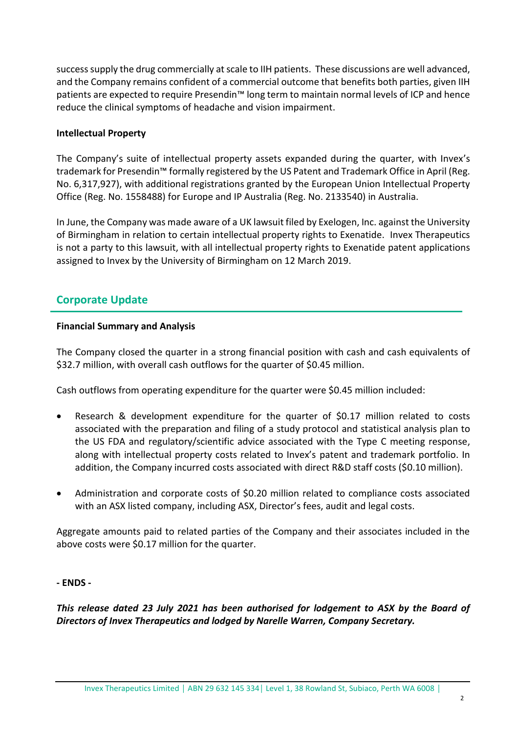success supply the drug commercially at scale to IIH patients. These discussions are well advanced, and the Company remains confident of a commercial outcome that benefits both parties, given IIH patients are expected to require Presendin™ long term to maintain normal levels of ICP and hence reduce the clinical symptoms of headache and vision impairment.

**Intellectual Property**

The Company's suite of intellectual property assets expanded during the quarter, with Invex's trademark for Presendin™ formally registered by the US Patent and Trademark Office in April (Reg. No. 6,317,927), with additional registrations granted by the European Union Intellectual Property Office (Reg. No. 1558488) for Europe and IP Australia (Reg. No. 2133540) in Australia.

In June, the Company was made aware of a UK lawsuit filed by Exelogen, Inc. against the University of Birmingham in relation to certain intellectual property rights to Exenatide. Invex Therapeutics is not a party to this lawsuit, with all intellectual property rights to Exenatide patent applications assigned to Invex by the University of Birmingham on 12 March 2019.

## Corporate Update

**Financial Summary and Analysis**

The Company closed the quarter in a strong financial position with cash and cash equivalents of $32.7 million, with overall cash outflows for the quarter of $0.45 million.

Cash outflows from operating expenditure for the quarter were $0.45 million included:

- Research & development expenditure for the quarter of $0.17 million related to costs associated with the preparation and filing of a study protocol and statistical analysis plan to the US FDA and regulatory/scientific advice associated with the Type C meeting response, along with intellectual property costs related to Invex's patent and trademark portfolio. In addition, the Company incurred costs associated with direct R&D staff costs ($0.10 million).
- Administration and corporate costs of $0.20 million related to compliance costs associated with an ASX listed company, including ASX, Director's fees, audit and legal costs.

Aggregate amounts paid to related parties of the Company and their associates included in the above costs were $0.17 million for the quarter.

**- ENDS -**

***This release dated 23 July 2021 has been authorised for lodgement to ASX by the Board of Directors of Invex Therapeutics and lodged by Narelle Warren, Company Secretary.***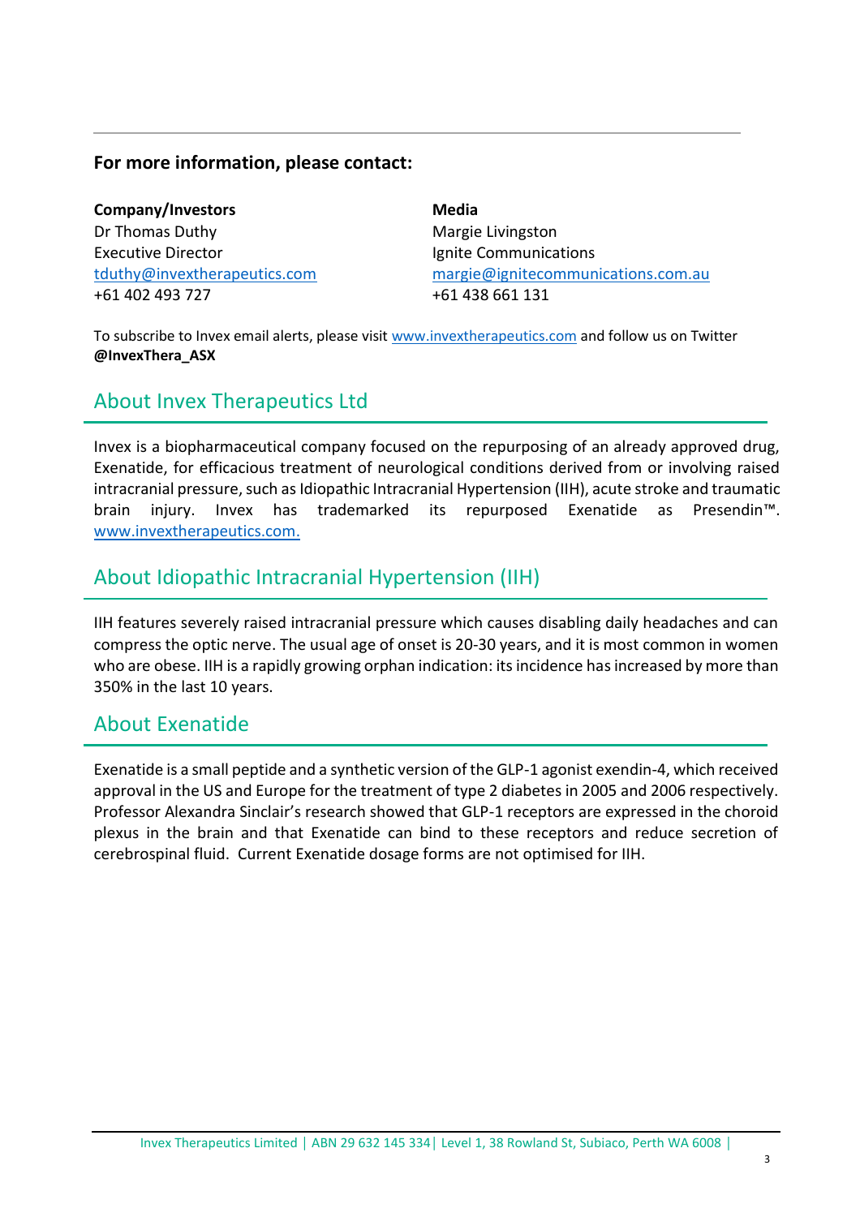---

**For more information, please contact:**

**Company/Investors**
Dr Thomas Duthy
Executive Director
tduthy@invextherapeutics.com
+61 402 493 727

**Media**
Margie Livingston
Ignite Communications
margie@ignitecommunications.com.au
+61 438 661 131

To subscribe to Invex email alerts, please visit www.invextherapeutics.com and follow us on Twitter **@InvexThera_ASX**

## About Invex Therapeutics Ltd

Invex is a biopharmaceutical company focused on the repurposing of an already approved drug, Exenatide, for efficacious treatment of neurological conditions derived from or involving raised intracranial pressure, such as Idiopathic Intracranial Hypertension (IIH), acute stroke and traumatic brain injury. Invex has trademarked its repurposed Exenatide as Presendin™. www.invextherapeutics.com.

## About Idiopathic Intracranial Hypertension (IIH)

IIH features severely raised intracranial pressure which causes disabling daily headaches and can compress the optic nerve. The usual age of onset is 20-30 years, and it is most common in women who are obese. IIH is a rapidly growing orphan indication: its incidence has increased by more than 350% in the last 10 years.

## About Exenatide

Exenatide is a small peptide and a synthetic version of the GLP-1 agonist exendin-4, which received approval in the US and Europe for the treatment of type 2 diabetes in 2005 and 2006 respectively. Professor Alexandra Sinclair's research showed that GLP-1 receptors are expressed in the choroid plexus in the brain and that Exenatide can bind to these receptors and reduce secretion of cerebrospinal fluid. Current Exenatide dosage forms are not optimised for IIH.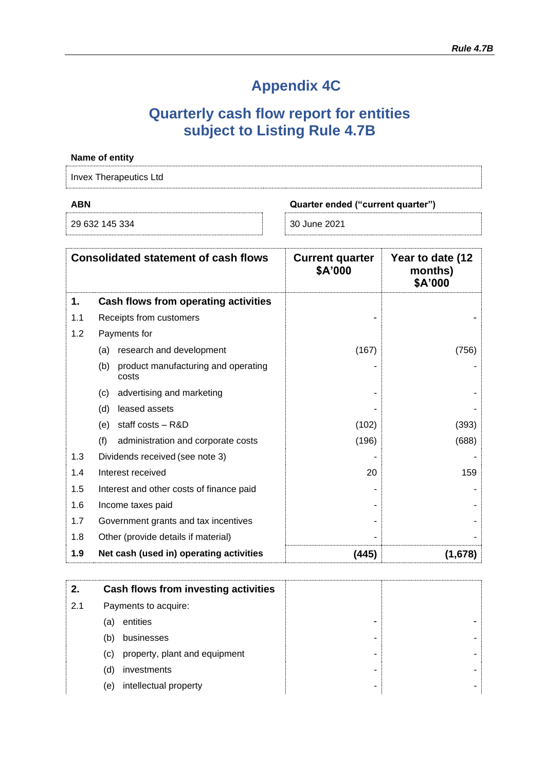*Rule 4.7B*

# Appendix 4C

## Quarterly cash flow report for entities subject to Listing Rule 4.7B

**Name of entity**

| Invex Therapeutics Ltd |
|---|

| ABN | Quarter ended ("current quarter") |
|---|---|
| 29 632 145 334 | 30 June 2021 |

| | Consolidated statement of cash flows | Current quarter $A'000 | Year to date (12 months) $A'000 |
|---|---|---|---|
| **1.** | **Cash flows from operating activities** | | |
| 1.1 | Receipts from customers | - | - |
| 1.2 | Payments for | | |
| | (a) research and development | (167) | (756) |
| | (b) product manufacturing and operating costs | - | - |
| | (c) advertising and marketing | - | - |
| | (d) leased assets | - | - |
| | (e) staff costs – R&D | (102) | (393) |
| | (f) administration and corporate costs | (196) | (688) |
| 1.3 | Dividends received (see note 3) | - | - |
| 1.4 | Interest received | 20 | 159 |
| 1.5 | Interest and other costs of finance paid | - | - |
| 1.6 | Income taxes paid | - | - |
| 1.7 | Government grants and tax incentives | - | - |
| 1.8 | Other (provide details if material) | - | - |
| **1.9** | **Net cash (used in) operating activities** | **(445)** | **(1,678)** |

| | | | |
|---|---|---|---|
| **2.** | **Cash flows from investing activities** | | |
| 2.1 | Payments to acquire: | | |
| | (a) entities | - | - |
| | (b) businesses | - | - |
| | (c) property, plant and equipment | - | - |
| | (d) investments | - | - |
| | (e) intellectual property | - | - |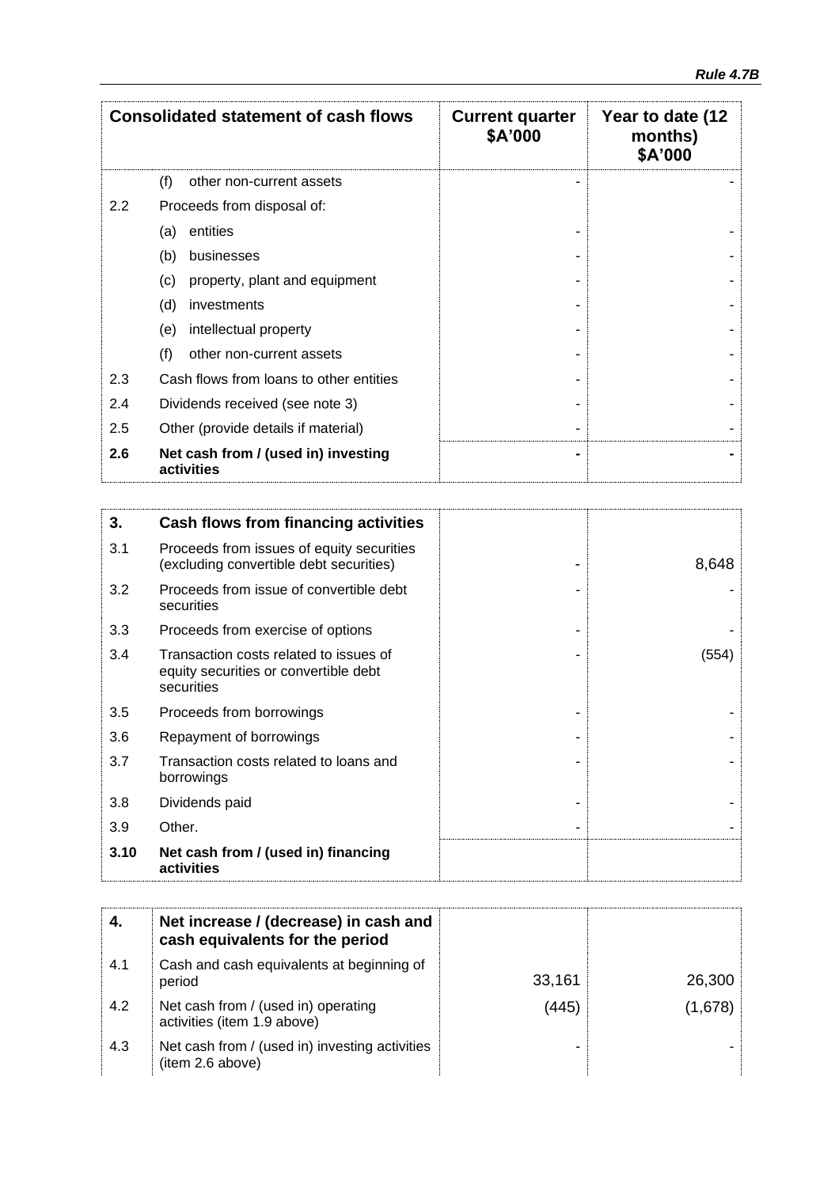| Consolidated statement of cash flows | | Current quarter $A'000 | Year to date (12 months) $A'000 |
|---|---|---|---|
| | (f) other non-current assets | - | - |
| 2.2 | Proceeds from disposal of: | | |
| | (a) entities | - | - |
| | (b) businesses | - | - |
| | (c) property, plant and equipment | - | - |
| | (d) investments | - | - |
| | (e) intellectual property | - | - |
| | (f) other non-current assets | - | - |
| 2.3 | Cash flows from loans to other entities | - | - |
| 2.4 | Dividends received (see note 3) | - | - |
| 2.5 | Other (provide details if material) | - | - |
| **2.6** | **Net cash from / (used in) investing activities** | **-** | **-** |

| **3.** | **Cash flows from financing activities** | | |
|---|---|---|---|
| 3.1 | Proceeds from issues of equity securities (excluding convertible debt securities) | - | 8,648 |
| 3.2 | Proceeds from issue of convertible debt securities | - | - |
| 3.3 | Proceeds from exercise of options | - | - |
| 3.4 | Transaction costs related to issues of equity securities or convertible debt securities | - | (554) |
| 3.5 | Proceeds from borrowings | - | - |
| 3.6 | Repayment of borrowings | - | - |
| 3.7 | Transaction costs related to loans and borrowings | - | - |
| 3.8 | Dividends paid | - | - |
| 3.9 | Other. | - | - |
| **3.10** | **Net cash from / (used in) financing activities** | | |

| **4.** | **Net increase / (decrease) in cash and cash equivalents for the period** | | |
|---|---|---|---|
| 4.1 | Cash and cash equivalents at beginning of period | 33,161 | 26,300 |
| 4.2 | Net cash from / (used in) operating activities (item 1.9 above) | (445) | (1,678) |
| 4.3 | Net cash from / (used in) investing activities (item 2.6 above) | - | - |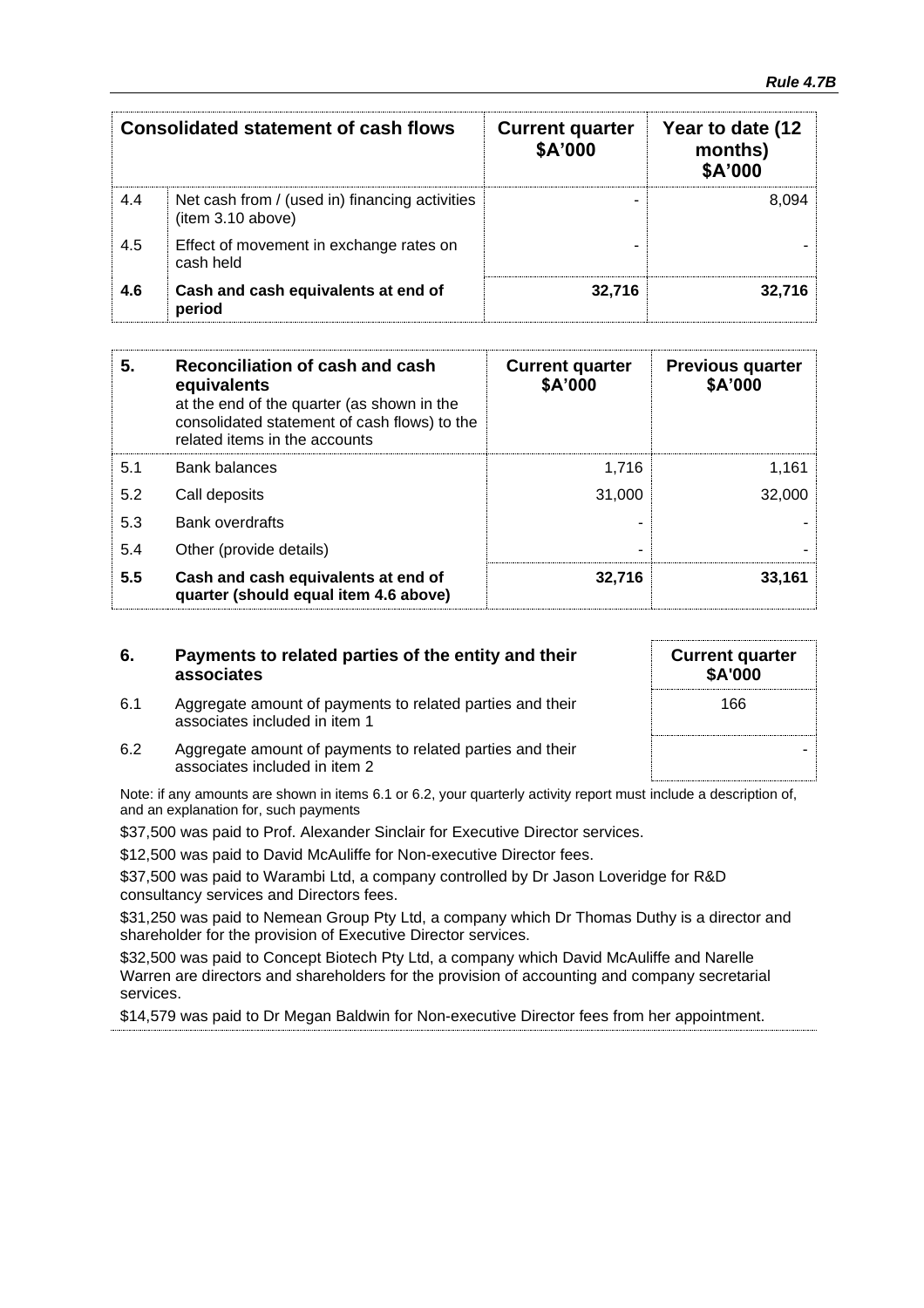| Consolidated statement of cash flows | | Current quarter $A'000 | Year to date (12 months) $A'000 |
|---|---|---|---|
| 4.4 | Net cash from / (used in) financing activities (item 3.10 above) | - | 8,094 |
| 4.5 | Effect of movement in exchange rates on cash held | - | - |
| **4.6** | **Cash and cash equivalents at end of period** | **32,716** | **32,716** |

| **5.** | **Reconciliation of cash and cash equivalents** at the end of the quarter (as shown in the consolidated statement of cash flows) to the related items in the accounts | **Current quarter $A'000** | **Previous quarter $A'000** |
|---|---|---|---|
| 5.1 | Bank balances | 1,716 | 1,161 |
| 5.2 | Call deposits | 31,000 | 32,000 |
| 5.3 | Bank overdrafts | - | - |
| 5.4 | Other (provide details) | - | - |
| **5.5** | **Cash and cash equivalents at end of quarter (should equal item 4.6 above)** | **32,716** | **33,161** |

| **6.** | **Payments to related parties of the entity and their associates** | **Current quarter $A'000** |
|---|---|---|
| 6.1 | Aggregate amount of payments to related parties and their associates included in item 1 | 166 |
| 6.2 | Aggregate amount of payments to related parties and their associates included in item 2 | - |

Note: if any amounts are shown in items 6.1 or 6.2, your quarterly activity report must include a description of, and an explanation for, such payments

$37,500 was paid to Prof. Alexander Sinclair for Executive Director services.

$12,500 was paid to David McAuliffe for Non-executive Director fees.

$37,500 was paid to Warambi Ltd, a company controlled by Dr Jason Loveridge for R&D consultancy services and Directors fees.

$31,250 was paid to Nemean Group Pty Ltd, a company which Dr Thomas Duthy is a director and shareholder for the provision of Executive Director services.

$32,500 was paid to Concept Biotech Pty Ltd, a company which David McAuliffe and Narelle Warren are directors and shareholders for the provision of accounting and company secretarial services.

$14,579 was paid to Dr Megan Baldwin for Non-executive Director fees from her appointment.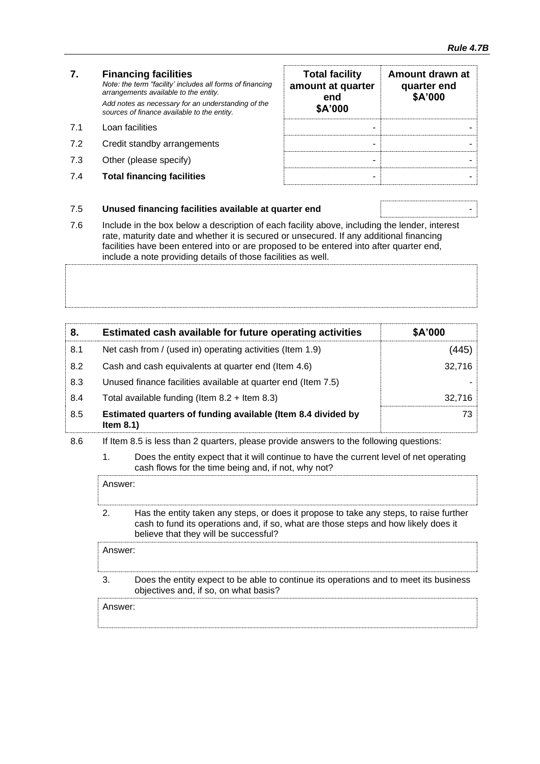| 7. | **Financing facilities** *Note: the term "facility' includes all forms of financing arrangements available to the entity.* *Add notes as necessary for an understanding of the sources of finance available to the entity.* | **Total facility amount at quarter end $A'000** | **Amount drawn at quarter end $A'000** |
|---|---|---|---|
| 7.1 | Loan facilities | - | - |
| 7.2 | Credit standby arrangements | - | - |
| 7.3 | Other (please specify) | - | - |
| 7.4 | **Total financing facilities** | - | - |

| | | |
|---|---|---|
| 7.5 | **Unused financing facilities available at quarter end** | - |

7.6 Include in the box below a description of each facility above, including the lender, interest rate, maturity date and whether it is secured or unsecured. If any additional financing facilities have been entered into or are proposed to be entered into after quarter end, include a note providing details of those facilities as well.

| 8. | **Estimated cash available for future operating activities** | **$A'000** |
|---|---|---|
| 8.1 | Net cash from / (used in) operating activities (Item 1.9) | (445) |
| 8.2 | Cash and cash equivalents at quarter end (Item 4.6) | 32,716 |
| 8.3 | Unused finance facilities available at quarter end (Item 7.5) | - |
| 8.4 | Total available funding (Item 8.2 + Item 8.3) | 32,716 |
| 8.5 | **Estimated quarters of funding available (Item 8.4 divided by Item 8.1)** | 73 |

8.6 If Item 8.5 is less than 2 quarters, please provide answers to the following questions:

1. Does the entity expect that it will continue to have the current level of net operating cash flows for the time being and, if not, why not?

   Answer:

2. Has the entity taken any steps, or does it propose to take any steps, to raise further cash to fund its operations and, if so, what are those steps and how likely does it believe that they will be successful?

   Answer:

3. Does the entity expect to be able to continue its operations and to meet its business objectives and, if so, on what basis?

   Answer: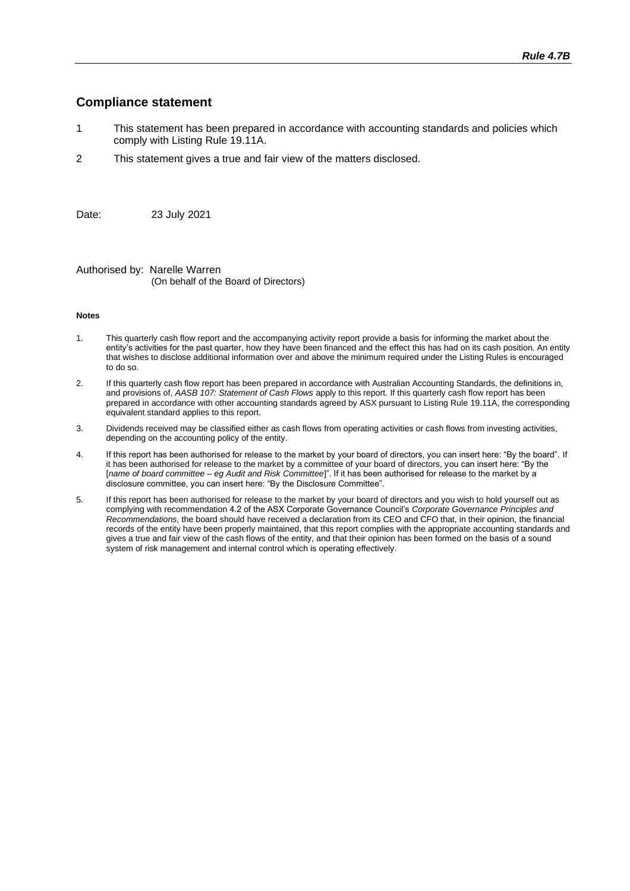## Compliance statement

1. This statement has been prepared in accordance with accounting standards and policies which comply with Listing Rule 19.11A.
2. This statement gives a true and fair view of the matters disclosed.

Date: 23 July 2021

Authorised by: Narelle Warren
(On behalf of the Board of Directors)

**Notes**

1. This quarterly cash flow report and the accompanying activity report provide a basis for informing the market about the entity's activities for the past quarter, how they have been financed and the effect this has had on its cash position. An entity that wishes to disclose additional information over and above the minimum required under the Listing Rules is encouraged to do so.
2. If this quarterly cash flow report has been prepared in accordance with Australian Accounting Standards, the definitions in, and provisions of, *AASB 107: Statement of Cash Flows* apply to this report. If this quarterly cash flow report has been prepared in accordance with other accounting standards agreed by ASX pursuant to Listing Rule 19.11A, the corresponding equivalent standard applies to this report.
3. Dividends received may be classified either as cash flows from operating activities or cash flows from investing activities, depending on the accounting policy of the entity.
4. If this report has been authorised for release to the market by your board of directors, you can insert here: "By the board". If it has been authorised for release to the market by a committee of your board of directors, you can insert here: "By the [*name of board committee – eg Audit and Risk Committee*]". If it has been authorised for release to the market by a disclosure committee, you can insert here: "By the Disclosure Committee".
5. If this report has been authorised for release to the market by your board of directors and you wish to hold yourself out as complying with recommendation 4.2 of the ASX Corporate Governance Council's *Corporate Governance Principles and Recommendations*, the board should have received a declaration from its CEO and CFO that, in their opinion, the financial records of the entity have been properly maintained, that this report complies with the appropriate accounting standards and gives a true and fair view of the cash flows of the entity, and that their opinion has been formed on the basis of a sound system of risk management and internal control which is operating effectively.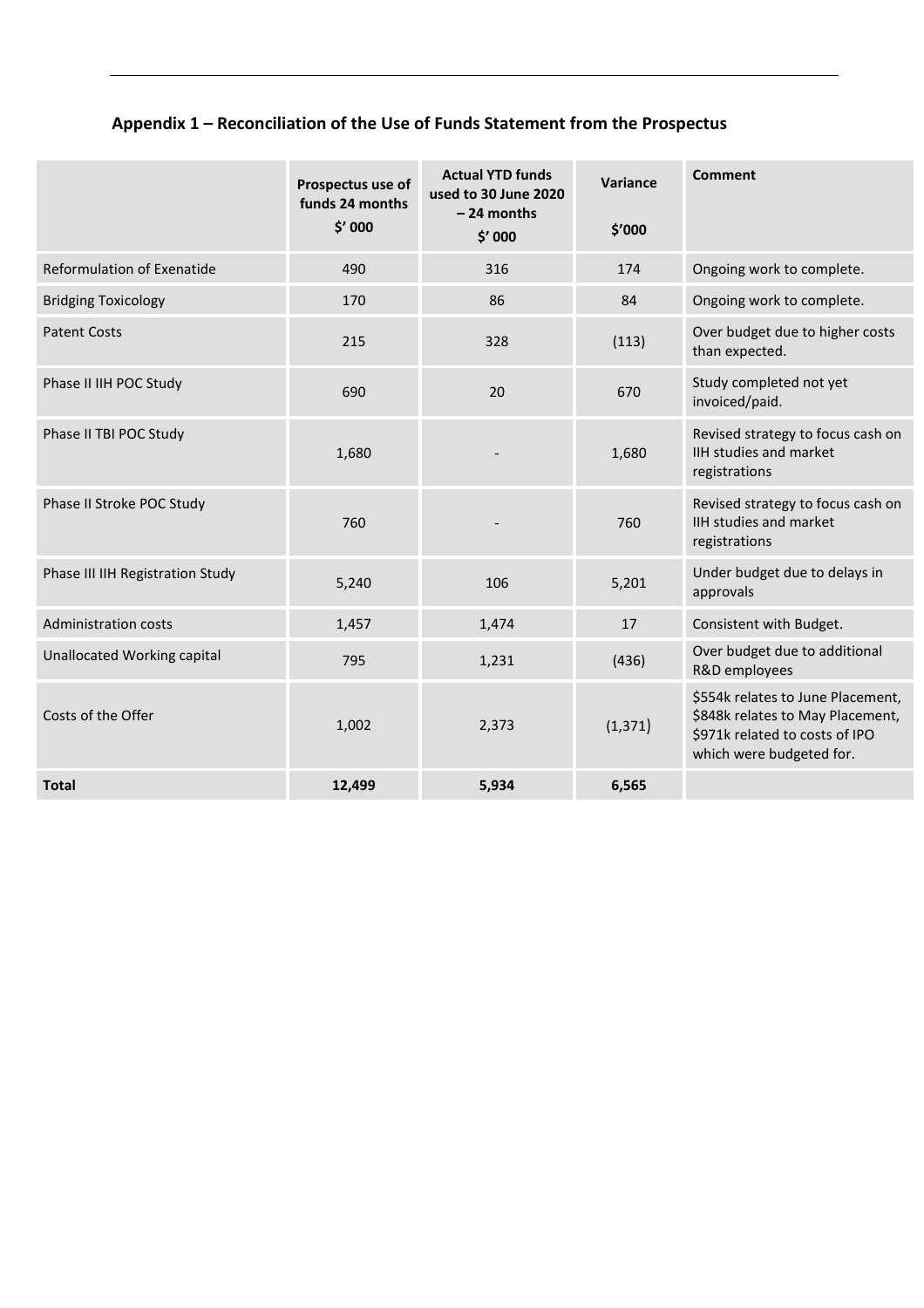## Appendix 1 – Reconciliation of the Use of Funds Statement from the Prospectus

| | Prospectus use of funds 24 months $' 000 | Actual YTD funds used to 30 June 2020 – 24 months $' 000 | Variance $'000 | Comment |
|---|---|---|---|---|
| Reformulation of Exenatide | 490 | 316 | 174 | Ongoing work to complete. |
| Bridging Toxicology | 170 | 86 | 84 | Ongoing work to complete. |
| Patent Costs | 215 | 328 | (113) | Over budget due to higher costs than expected. |
| Phase II IIH POC Study | 690 | 20 | 670 | Study completed not yet invoiced/paid. |
| Phase II TBI POC Study | 1,680 | - | 1,680 | Revised strategy to focus cash on IIH studies and market registrations |
| Phase II Stroke POC Study | 760 | - | 760 | Revised strategy to focus cash on IIH studies and market registrations |
| Phase III IIH Registration Study | 5,240 | 106 | 5,201 | Under budget due to delays in approvals |
| Administration costs | 1,457 | 1,474 | 17 | Consistent with Budget. |
| Unallocated Working capital | 795 | 1,231 | (436) | Over budget due to additional R&D employees |
| Costs of the Offer | 1,002 | 2,373 | (1,371) | $554k relates to June Placement, $848k relates to May Placement, $971k related to costs of IPO which were budgeted for. |
| **Total** | **12,499** | **5,934** | **6,565** | |